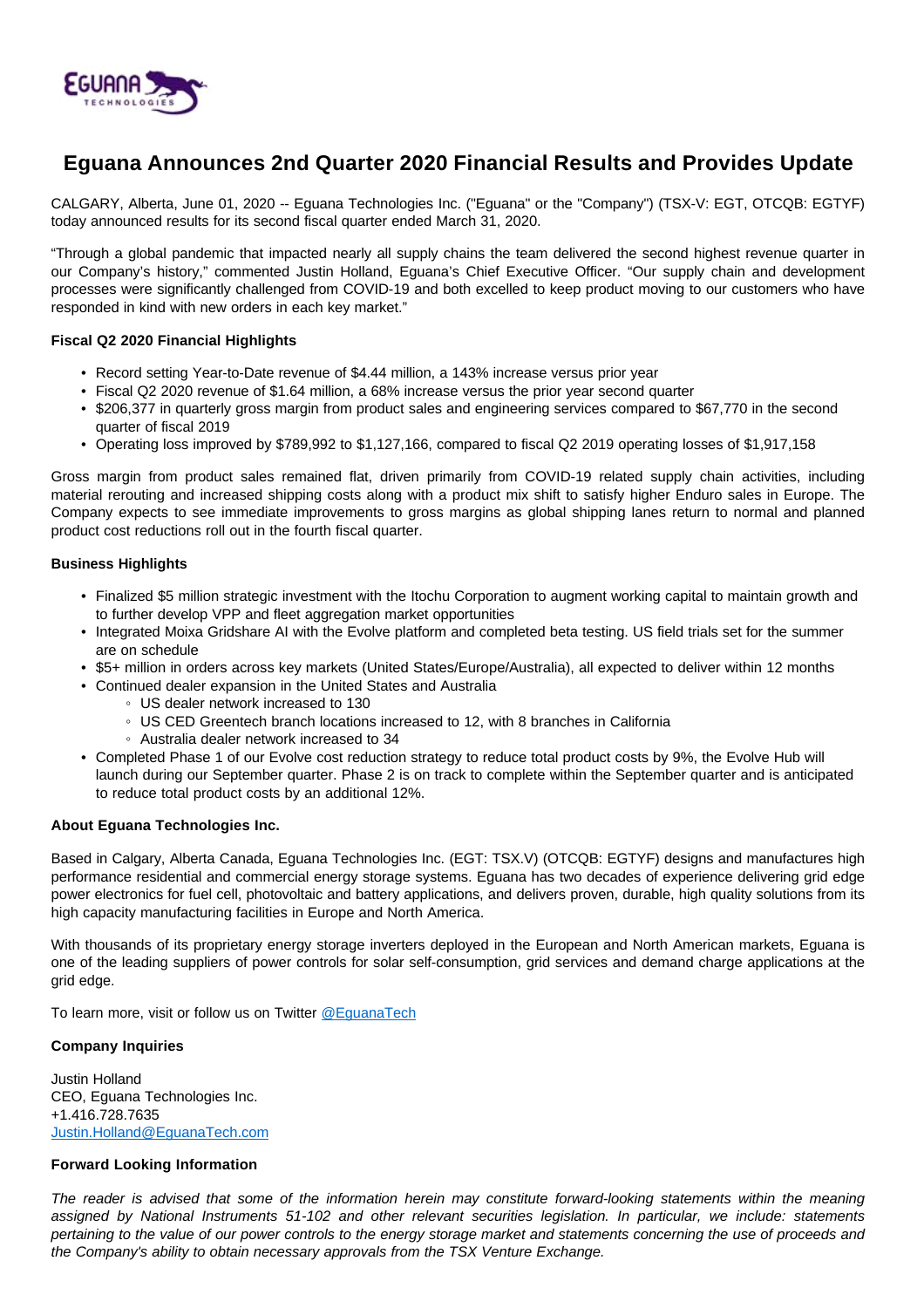# Eguana Announces 2nd Quarter 2020 Financial Results and Provides Update

CALGARY, Alberta, June 01, 2020 -- Eguana Technologies Inc. ("Eguana" or the "Company") (TSX-V: EGT, OTCQB: EGTYF) today announced results for its second fiscal quarter ended March 31, 2020.

“Through a global pandemic that impacted nearly all supply chains the team delivered the second highest revenue quarter in our Company’s history,” commented Justin Holland, Eguana’s Chief Executive Officer. “Our supply chain and development processes were significantly challenged from COVID-19 and both excelled to keep product moving to our customers who have responded in kind with new orders in each key market.”

**Fiscal Q2 2020 Financial Highlights**

- Record setting Year-to-Date revenue of $4.44 million, a 143% increase versus prior year
- Fiscal Q2 2020 revenue of $1.64 million, a 68% increase versus the prior year second quarter
- $206,377 in quarterly gross margin from product sales and engineering services compared to $67,770 in the second quarter of fiscal 2019
- Operating loss improved by $789,992 to $1,127,166, compared to fiscal Q2 2019 operating losses of $1,917,158

Gross margin from product sales remained flat, driven primarily from COVID-19 related supply chain activities, including material rerouting and increased shipping costs along with a product mix shift to satisfy higher Enduro sales in Europe. The Company expects to see immediate improvements to gross margins as global shipping lanes return to normal and planned product cost reductions roll out in the fourth fiscal quarter.

**Business Highlights**

- Finalized $5 million strategic investment with the Itochu Corporation to augment working capital to maintain growth and to further develop VPP and fleet aggregation market opportunities
- Integrated Moixa Gridshare AI with the Evolve platform and completed beta testing. US field trials set for the summer are on schedule
- $5+ million in orders across key markets (United States/Europe/Australia), all expected to deliver within 12 months
- Continued dealer expansion in the United States and Australia
    - US dealer network increased to 130
    - US CED Greentech branch locations increased to 12, with 8 branches in California
    - Australia dealer network increased to 34
- Completed Phase 1 of our Evolve cost reduction strategy to reduce total product costs by 9%, the Evolve Hub will launch during our September quarter. Phase 2 is on track to complete within the September quarter and is anticipated to reduce total product costs by an additional 12%.

**About Eguana Technologies Inc.**

Based in Calgary, Alberta Canada, Eguana Technologies Inc. (EGT: TSX.V) (OTCQB: EGTYF) designs and manufactures high performance residential and commercial energy storage systems. Eguana has two decades of experience delivering grid edge power electronics for fuel cell, photovoltaic and battery applications, and delivers proven, durable, high quality solutions from its high capacity manufacturing facilities in Europe and North America.

With thousands of its proprietary energy storage inverters deployed in the European and North American markets, Eguana is one of the leading suppliers of power controls for solar self-consumption, grid services and demand charge applications at the grid edge.

To learn more, visit or follow us on Twitter @EguanaTech

**Company Inquiries**

Justin Holland
CEO, Eguana Technologies Inc.
+1.416.728.7635
Justin.Holland@EguanaTech.com

**Forward Looking Information**

*The reader is advised that some of the information herein may constitute forward-looking statements within the meaning assigned by National Instruments 51-102 and other relevant securities legislation. In particular, we include: statements pertaining to the value of our power controls to the energy storage market and statements concerning the use of proceeds and the Company's ability to obtain necessary approvals from the TSX Venture Exchange.*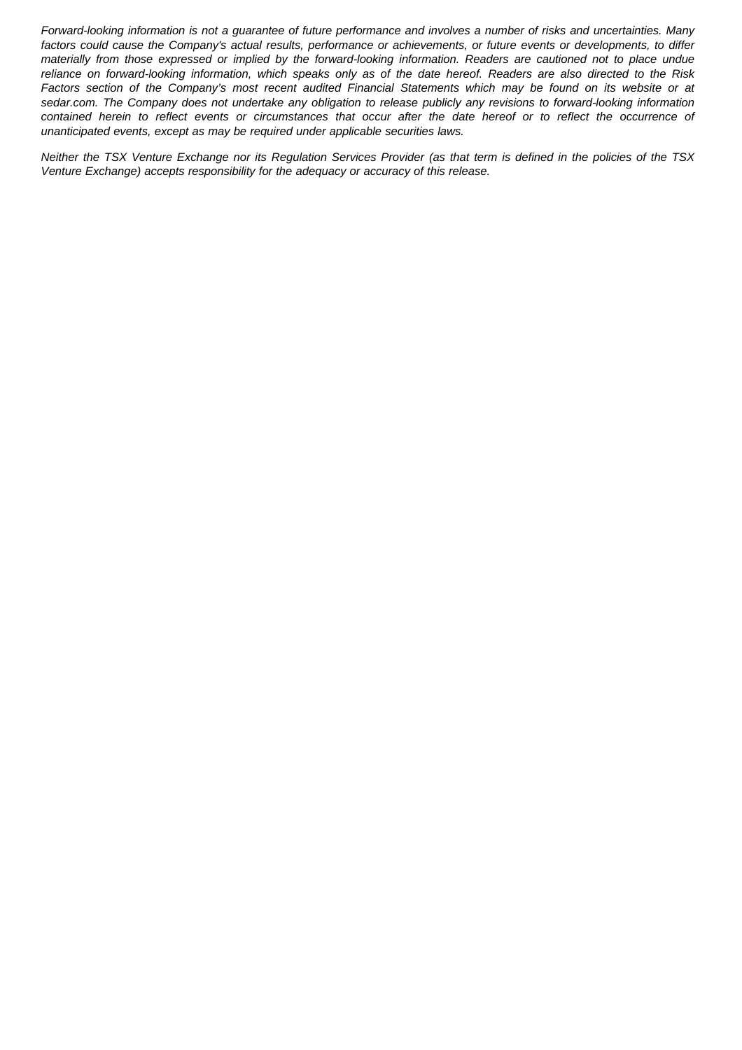*Forward-looking information is not a guarantee of future performance and involves a number of risks and uncertainties. Many factors could cause the Company's actual results, performance or achievements, or future events or developments, to differ materially from those expressed or implied by the forward-looking information. Readers are cautioned not to place undue reliance on forward-looking information, which speaks only as of the date hereof. Readers are also directed to the Risk Factors section of the Company's most recent audited Financial Statements which may be found on its website or at sedar.com. The Company does not undertake any obligation to release publicly any revisions to forward-looking information contained herein to reflect events or circumstances that occur after the date hereof or to reflect the occurrence of unanticipated events, except as may be required under applicable securities laws.*

*Neither the TSX Venture Exchange nor its Regulation Services Provider (as that term is defined in the policies of the TSX Venture Exchange) accepts responsibility for the adequacy or accuracy of this release.*